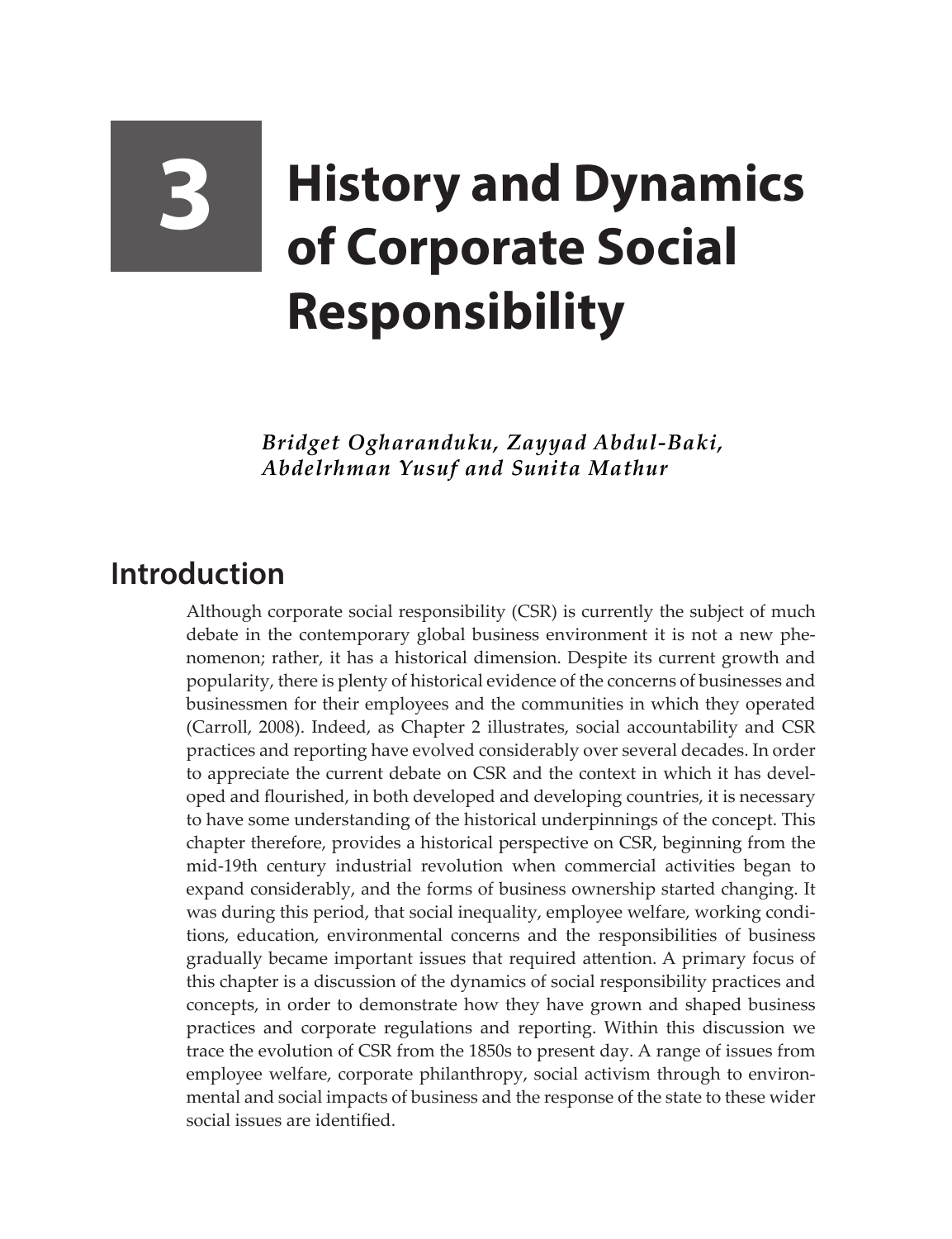# 3 History and Dynamics of Corporate Social Responsibility

*Bridget Ogharanduku, Zayyad Abdul-Baki, Abdelrhman Yusuf and Sunita Mathur*

## Introduction

Although corporate social responsibility (CSR) is currently the subject of much debate in the contemporary global business environment it is not a new phenomenon; rather, it has a historical dimension. Despite its current growth and popularity, there is plenty of historical evidence of the concerns of businesses and businessmen for their employees and the communities in which they operated (Carroll, 2008). Indeed, as Chapter 2 illustrates, social accountability and CSR practices and reporting have evolved considerably over several decades. In order to appreciate the current debate on CSR and the context in which it has developed and flourished, in both developed and developing countries, it is necessary to have some understanding of the historical underpinnings of the concept. This chapter therefore, provides a historical perspective on CSR, beginning from the mid-19th century industrial revolution when commercial activities began to expand considerably, and the forms of business ownership started changing. It was during this period, that social inequality, employee welfare, working conditions, education, environmental concerns and the responsibilities of business gradually became important issues that required attention. A primary focus of this chapter is a discussion of the dynamics of social responsibility practices and concepts, in order to demonstrate how they have grown and shaped business practices and corporate regulations and reporting. Within this discussion we trace the evolution of CSR from the 1850s to present day. A range of issues from employee welfare, corporate philanthropy, social activism through to environmental and social impacts of business and the response of the state to these wider social issues are identified.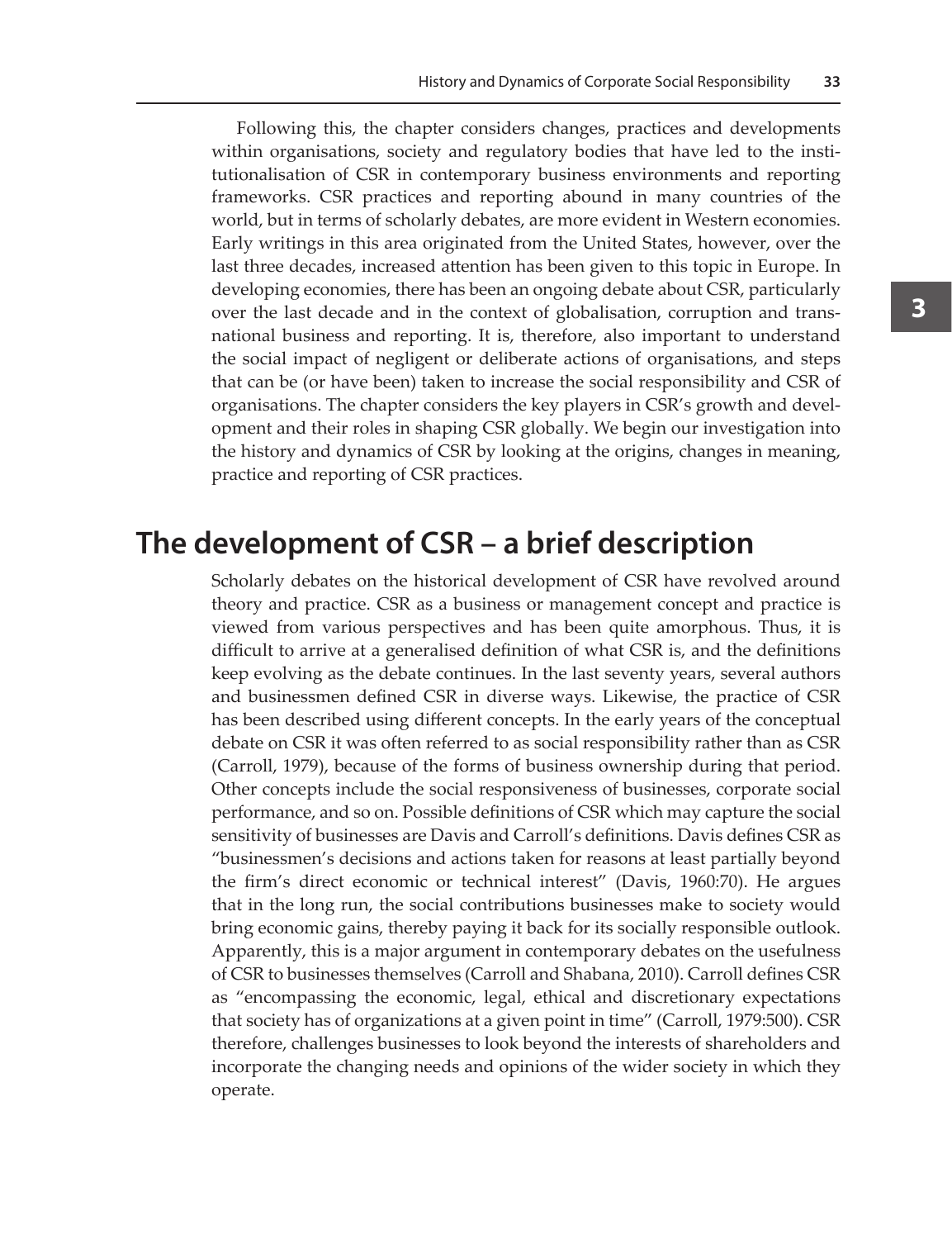Following this, the chapter considers changes, practices and developments within organisations, society and regulatory bodies that have led to the institutionalisation of CSR in contemporary business environments and reporting frameworks. CSR practices and reporting abound in many countries of the world, but in terms of scholarly debates, are more evident in Western economies. Early writings in this area originated from the United States, however, over the last three decades, increased attention has been given to this topic in Europe. In developing economies, there has been an ongoing debate about CSR, particularly over the last decade and in the context of globalisation, corruption and transnational business and reporting. It is, therefore, also important to understand the social impact of negligent or deliberate actions of organisations, and steps that can be (or have been) taken to increase the social responsibility and CSR of organisations. The chapter considers the key players in CSR's growth and development and their roles in shaping CSR globally. We begin our investigation into the history and dynamics of CSR by looking at the origins, changes in meaning, practice and reporting of CSR practices.

## The development of CSR – a brief description

Scholarly debates on the historical development of CSR have revolved around theory and practice. CSR as a business or management concept and practice is viewed from various perspectives and has been quite amorphous. Thus, it is difficult to arrive at a generalised definition of what CSR is, and the definitions keep evolving as the debate continues. In the last seventy years, several authors and businessmen defined CSR in diverse ways. Likewise, the practice of CSR has been described using different concepts. In the early years of the conceptual debate on CSR it was often referred to as social responsibility rather than as CSR (Carroll, 1979), because of the forms of business ownership during that period. Other concepts include the social responsiveness of businesses, corporate social performance, and so on. Possible definitions of CSR which may capture the social sensitivity of businesses are Davis and Carroll's definitions. Davis defines CSR as "businessmen's decisions and actions taken for reasons at least partially beyond the firm's direct economic or technical interest" (Davis, 1960:70). He argues that in the long run, the social contributions businesses make to society would bring economic gains, thereby paying it back for its socially responsible outlook. Apparently, this is a major argument in contemporary debates on the usefulness of CSR to businesses themselves (Carroll and Shabana, 2010). Carroll defines CSR as "encompassing the economic, legal, ethical and discretionary expectations that society has of organizations at a given point in time" (Carroll, 1979:500). CSR therefore, challenges businesses to look beyond the interests of shareholders and incorporate the changing needs and opinions of the wider society in which they operate.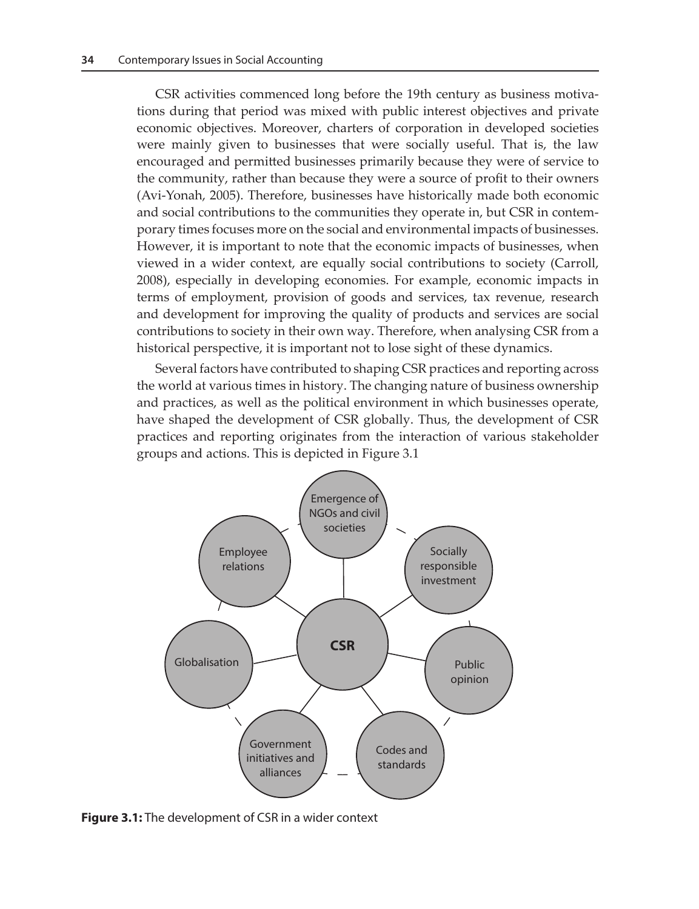CSR activities commenced long before the 19th century as business motivations during that period was mixed with public interest objectives and private economic objectives. Moreover, charters of corporation in developed societies were mainly given to businesses that were socially useful. That is, the law encouraged and permitted businesses primarily because they were of service to the community, rather than because they were a source of profit to their owners (Avi-Yonah, 2005). Therefore, businesses have historically made both economic and social contributions to the communities they operate in, but CSR in contemporary times focuses more on the social and environmental impacts of businesses. However, it is important to note that the economic impacts of businesses, when viewed in a wider context, are equally social contributions to society (Carroll, 2008), especially in developing economies. For example, economic impacts in terms of employment, provision of goods and services, tax revenue, research and development for improving the quality of products and services are social contributions to society in their own way. Therefore, when analysing CSR from a historical perspective, it is important not to lose sight of these dynamics.

Several factors have contributed to shaping CSR practices and reporting across the world at various times in history. The changing nature of business ownership and practices, as well as the political environment in which businesses operate, have shaped the development of CSR globally. Thus, the development of CSR practices and reporting originates from the interaction of various stakeholder groups and actions. This is depicted in Figure 3.1

CSR

Emergence of NGOs and civil societies

Socially responsible investment

Public opinion

Codes and standards

Government initiatives and alliances

Globalisation

Employee relations

**Figure 3.1:** The development of CSR in a wider context